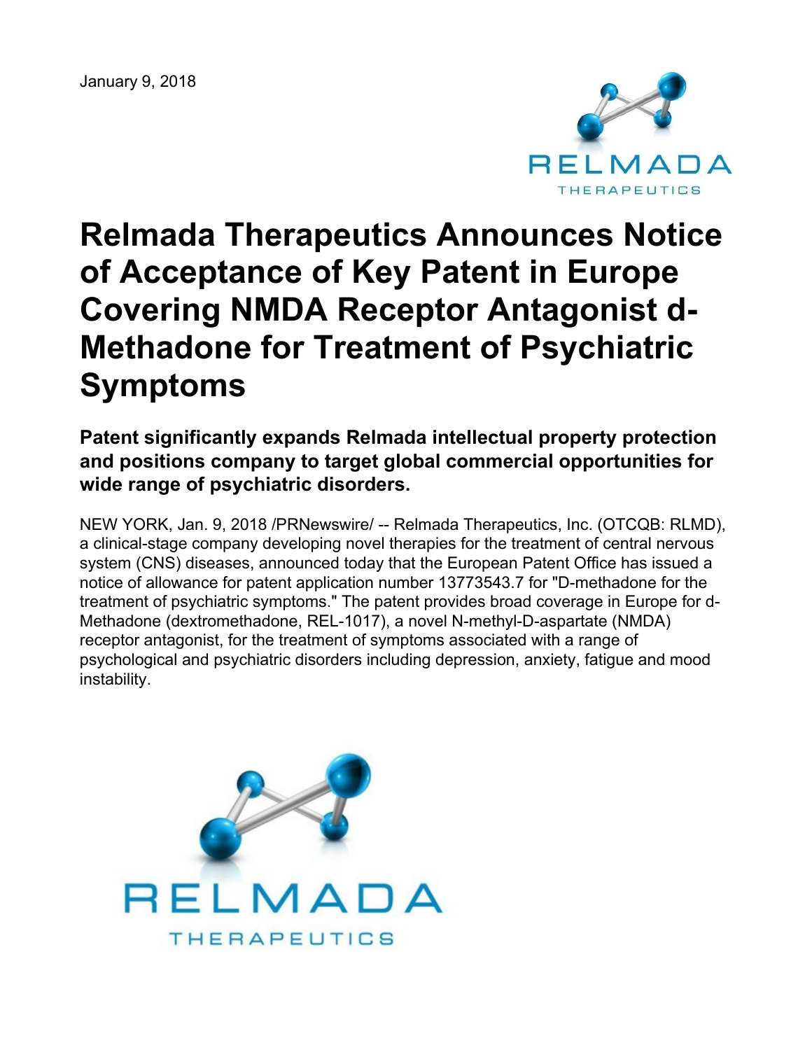January 9, 2018

# Relmada Therapeutics Announces Notice of Acceptance of Key Patent in Europe Covering NMDA Receptor Antagonist d-Methadone for Treatment of Psychiatric Symptoms

## Patent significantly expands Relmada intellectual property protection and positions company to target global commercial opportunities for wide range of psychiatric disorders.

NEW YORK, Jan. 9, 2018 /PRNewswire/ -- Relmada Therapeutics, Inc. (OTCQB: RLMD), a clinical-stage company developing novel therapies for the treatment of central nervous system (CNS) diseases, announced today that the European Patent Office has issued a notice of allowance for patent application number 13773543.7 for "D-methadone for the treatment of psychiatric symptoms." The patent provides broad coverage in Europe for d-Methadone (dextromethadone, REL-1017), a novel N-methyl-D-aspartate (NMDA) receptor antagonist, for the treatment of symptoms associated with a range of psychological and psychiatric disorders including depression, anxiety, fatigue and mood instability.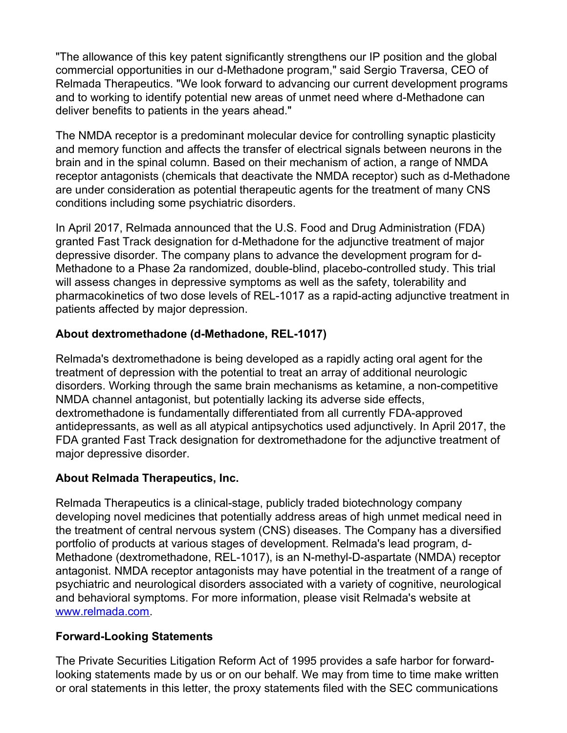"The allowance of this key patent significantly strengthens our IP position and the global commercial opportunities in our d-Methadone program," said Sergio Traversa, CEO of Relmada Therapeutics. "We look forward to advancing our current development programs and to working to identify potential new areas of unmet need where d-Methadone can deliver benefits to patients in the years ahead."

The NMDA receptor is a predominant molecular device for controlling synaptic plasticity and memory function and affects the transfer of electrical signals between neurons in the brain and in the spinal column. Based on their mechanism of action, a range of NMDA receptor antagonists (chemicals that deactivate the NMDA receptor) such as d-Methadone are under consideration as potential therapeutic agents for the treatment of many CNS conditions including some psychiatric disorders.

In April 2017, Relmada announced that the U.S. Food and Drug Administration (FDA) granted Fast Track designation for d-Methadone for the adjunctive treatment of major depressive disorder. The company plans to advance the development program for d-Methadone to a Phase 2a randomized, double-blind, placebo-controlled study. This trial will assess changes in depressive symptoms as well as the safety, tolerability and pharmacokinetics of two dose levels of REL-1017 as a rapid-acting adjunctive treatment in patients affected by major depression.

## About dextromethadone (d-Methadone, REL-1017)

Relmada's dextromethadone is being developed as a rapidly acting oral agent for the treatment of depression with the potential to treat an array of additional neurologic disorders. Working through the same brain mechanisms as ketamine, a non-competitive NMDA channel antagonist, but potentially lacking its adverse side effects, dextromethadone is fundamentally differentiated from all currently FDA-approved antidepressants, as well as all atypical antipsychotics used adjunctively. In April 2017, the FDA granted Fast Track designation for dextromethadone for the adjunctive treatment of major depressive disorder.

## About Relmada Therapeutics, Inc.

Relmada Therapeutics is a clinical-stage, publicly traded biotechnology company developing novel medicines that potentially address areas of high unmet medical need in the treatment of central nervous system (CNS) diseases. The Company has a diversified portfolio of products at various stages of development. Relmada's lead program, d-Methadone (dextromethadone, REL-1017), is an N-methyl-D-aspartate (NMDA) receptor antagonist. NMDA receptor antagonists may have potential in the treatment of a range of psychiatric and neurological disorders associated with a variety of cognitive, neurological and behavioral symptoms. For more information, please visit Relmada's website at [www.relmada.com](http://www.relmada.com).

## Forward-Looking Statements

The Private Securities Litigation Reform Act of 1995 provides a safe harbor for forward-looking statements made by us or on our behalf. We may from time to time make written or oral statements in this letter, the proxy statements filed with the SEC communications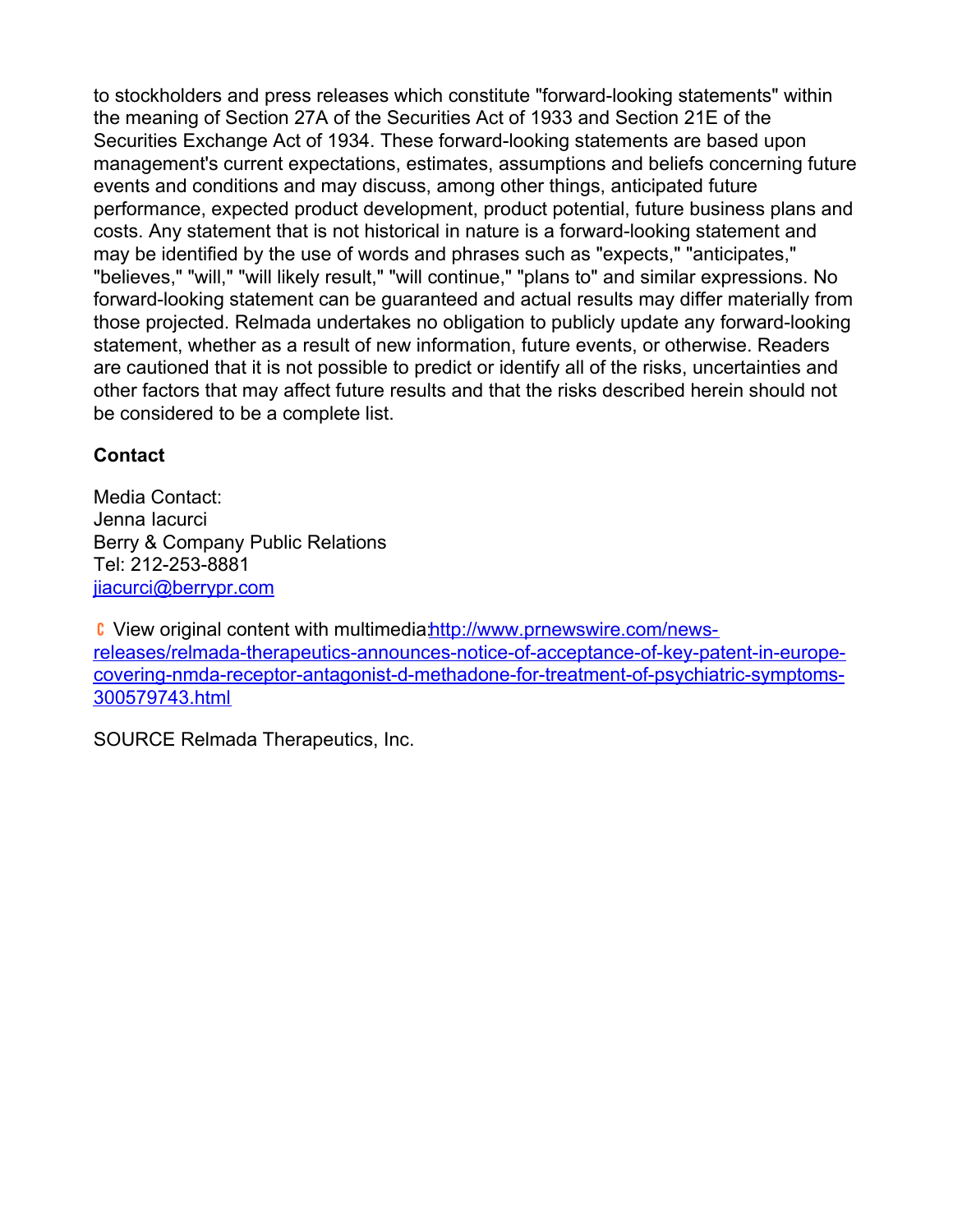to stockholders and press releases which constitute "forward-looking statements" within the meaning of Section 27A of the Securities Act of 1933 and Section 21E of the Securities Exchange Act of 1934. These forward-looking statements are based upon management's current expectations, estimates, assumptions and beliefs concerning future events and conditions and may discuss, among other things, anticipated future performance, expected product development, product potential, future business plans and costs. Any statement that is not historical in nature is a forward-looking statement and may be identified by the use of words and phrases such as "expects," "anticipates," "believes," "will," "will likely result," "will continue," "plans to" and similar expressions. No forward-looking statement can be guaranteed and actual results may differ materially from those projected. Relmada undertakes no obligation to publicly update any forward-looking statement, whether as a result of new information, future events, or otherwise. Readers are cautioned that it is not possible to predict or identify all of the risks, uncertainties and other factors that may affect future results and that the risks described herein should not be considered to be a complete list.

**Contact**

Media Contact:
Jenna Iacurci
Berry & Company Public Relations
Tel: 212-253-8881
jiacurci@berrypr.com

View original content with multimedia:http://www.prnewswire.com/news-releases/relmada-therapeutics-announces-notice-of-acceptance-of-key-patent-in-europe-covering-nmda-receptor-antagonist-d-methadone-for-treatment-of-psychiatric-symptoms-300579743.html

SOURCE Relmada Therapeutics, Inc.